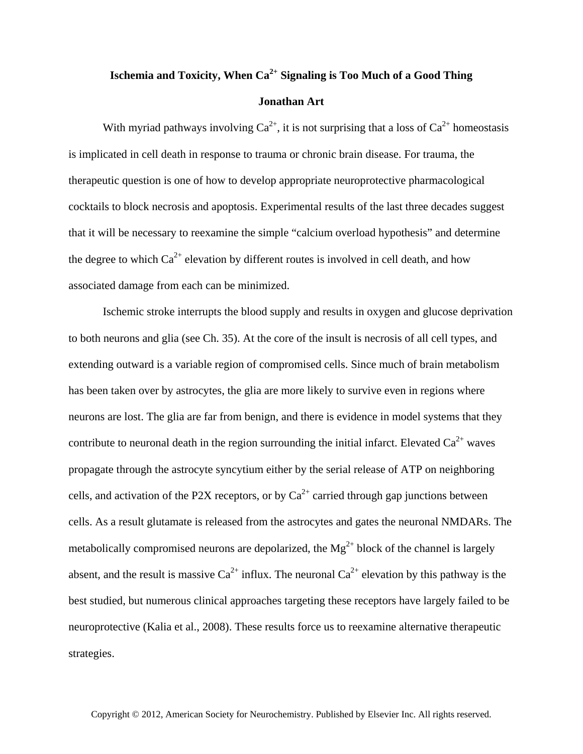# Ischemia and Toxicity, When $Ca^{2+}$ Signaling is Too Much of a Good Thing

**Jonathan Art**

With myriad pathways involving $Ca^{2+}$, it is not surprising that a loss of $Ca^{2+}$ homeostasis is implicated in cell death in response to trauma or chronic brain disease. For trauma, the therapeutic question is one of how to develop appropriate neuroprotective pharmacological cocktails to block necrosis and apoptosis. Experimental results of the last three decades suggest that it will be necessary to reexamine the simple "calcium overload hypothesis" and determine the degree to which $Ca^{2+}$ elevation by different routes is involved in cell death, and how associated damage from each can be minimized.

Ischemic stroke interrupts the blood supply and results in oxygen and glucose deprivation to both neurons and glia (see Ch. 35). At the core of the insult is necrosis of all cell types, and extending outward is a variable region of compromised cells. Since much of brain metabolism has been taken over by astrocytes, the glia are more likely to survive even in regions where neurons are lost. The glia are far from benign, and there is evidence in model systems that they contribute to neuronal death in the region surrounding the initial infarct. Elevated $Ca^{2+}$ waves propagate through the astrocyte syncytium either by the serial release of ATP on neighboring cells, and activation of the P2X receptors, or by $Ca^{2+}$ carried through gap junctions between cells. As a result glutamate is released from the astrocytes and gates the neuronal NMDARs. The metabolically compromised neurons are depolarized, the $Mg^{2+}$ block of the channel is largely absent, and the result is massive $Ca^{2+}$ influx. The neuronal $Ca^{2+}$ elevation by this pathway is the best studied, but numerous clinical approaches targeting these receptors have largely failed to be neuroprotective (Kalia et al., 2008). These results force us to reexamine alternative therapeutic strategies.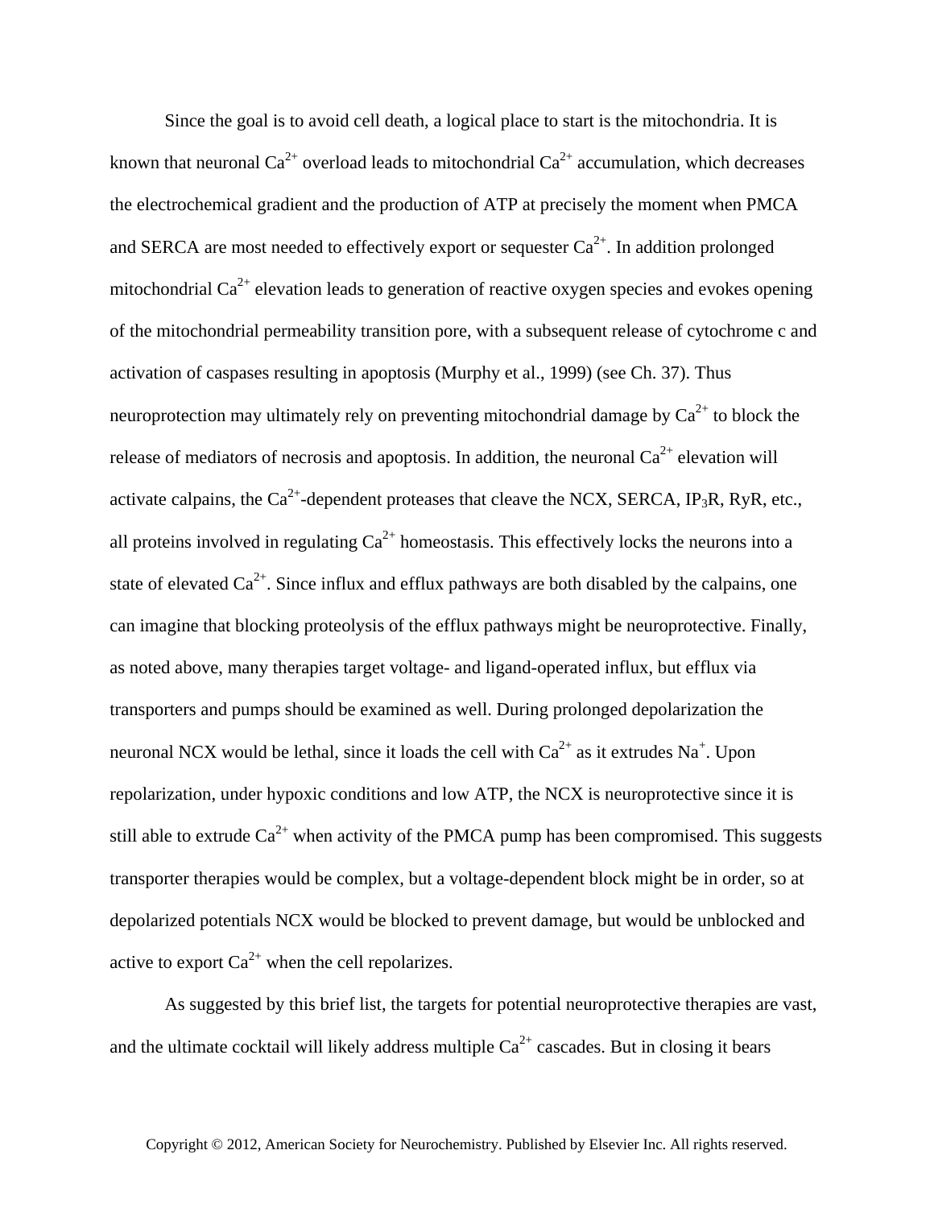Since the goal is to avoid cell death, a logical place to start is the mitochondria. It is known that neuronal $Ca^{2+}$ overload leads to mitochondrial $Ca^{2+}$ accumulation, which decreases the electrochemical gradient and the production of ATP at precisely the moment when PMCA and SERCA are most needed to effectively export or sequester $Ca^{2+}$. In addition prolonged mitochondrial $Ca^{2+}$ elevation leads to generation of reactive oxygen species and evokes opening of the mitochondrial permeability transition pore, with a subsequent release of cytochrome c and activation of caspases resulting in apoptosis (Murphy et al., 1999) (see Ch. 37). Thus neuroprotection may ultimately rely on preventing mitochondrial damage by $Ca^{2+}$ to block the release of mediators of necrosis and apoptosis. In addition, the neuronal $Ca^{2+}$ elevation will activate calpains, the $Ca^{2+}$-dependent proteases that cleave the NCX, SERCA, $IP_3R$, RyR, etc., all proteins involved in regulating $Ca^{2+}$ homeostasis. This effectively locks the neurons into a state of elevated $Ca^{2+}$. Since influx and efflux pathways are both disabled by the calpains, one can imagine that blocking proteolysis of the efflux pathways might be neuroprotective. Finally, as noted above, many therapies target voltage- and ligand-operated influx, but efflux via transporters and pumps should be examined as well. During prolonged depolarization the neuronal NCX would be lethal, since it loads the cell with $Ca^{2+}$ as it extrudes $Na^{+}$. Upon repolarization, under hypoxic conditions and low ATP, the NCX is neuroprotective since it is still able to extrude $Ca^{2+}$ when activity of the PMCA pump has been compromised. This suggests transporter therapies would be complex, but a voltage-dependent block might be in order, so at depolarized potentials NCX would be blocked to prevent damage, but would be unblocked and active to export $Ca^{2+}$ when the cell repolarizes.

As suggested by this brief list, the targets for potential neuroprotective therapies are vast, and the ultimate cocktail will likely address multiple $Ca^{2+}$ cascades. But in closing it bears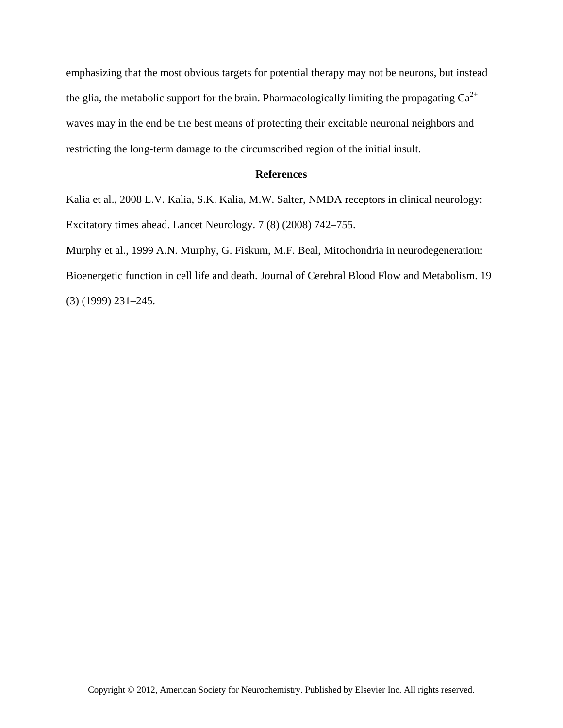emphasizing that the most obvious targets for potential therapy may not be neurons, but instead the glia, the metabolic support for the brain. Pharmacologically limiting the propagating $Ca^{2+}$ waves may in the end be the best means of protecting their excitable neuronal neighbors and restricting the long-term damage to the circumscribed region of the initial insult.

**References**

Kalia et al., 2008 L.V. Kalia, S.K. Kalia, M.W. Salter, NMDA receptors in clinical neurology: Excitatory times ahead. Lancet Neurology. 7 (8) (2008) 742–755.

Murphy et al., 1999 A.N. Murphy, G. Fiskum, M.F. Beal, Mitochondria in neurodegeneration: Bioenergetic function in cell life and death. Journal of Cerebral Blood Flow and Metabolism. 19 (3) (1999) 231–245.

Copyright © 2012, American Society for Neurochemistry. Published by Elsevier Inc. All rights reserved.